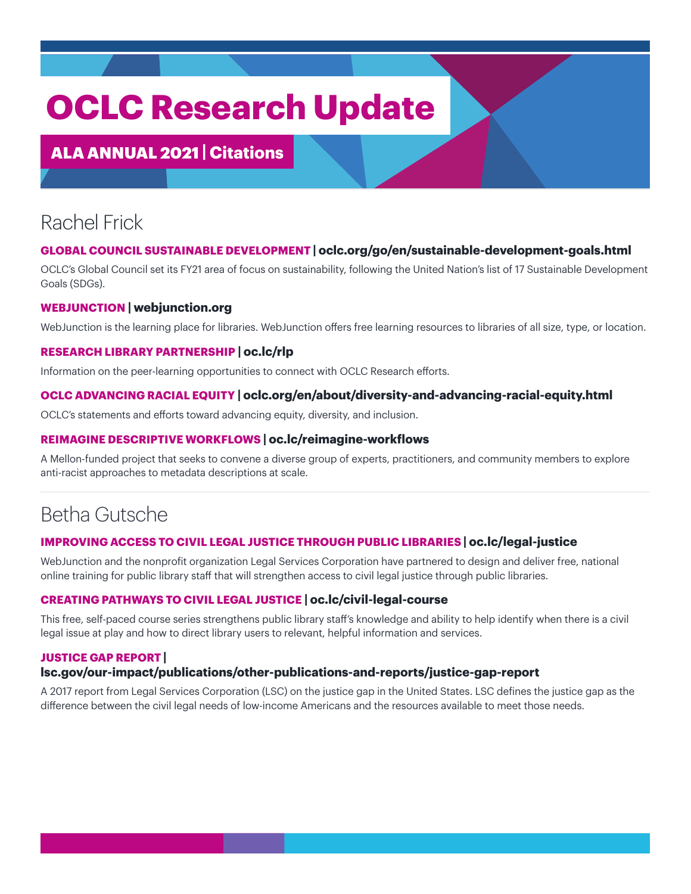# OCLC Research Update

## ALA ANNUAL 2021 | Citations

## Rachel Frick

### GLOBAL COUNCIL SUSTAINABLE DEVELOPMENT | oclc.org/go/en/sustainable-development-goals.html

OCLC's Global Council set its FY21 area of focus on sustainability, following the United Nation's list of 17 Sustainable Development Goals (SDGs).

### WEBJUNCTION | webjunction.org

WebJunction is the learning place for libraries. WebJunction offers free learning resources to libraries of all size, type, or location.

### RESEARCH LIBRARY PARTNERSHIP | oc.lc/rlp

Information on the peer-learning opportunities to connect with OCLC Research efforts.

### OCLC ADVANCING RACIAL EQUITY | oclc.org/en/about/diversity-and-advancing-racial-equity.html

OCLC's statements and efforts toward advancing equity, diversity, and inclusion.

### REIMAGINE DESCRIPTIVE WORKFLOWS | oc.lc/reimagine-workflows

A Mellon-funded project that seeks to convene a diverse group of experts, practitioners, and community members to explore anti-racist approaches to metadata descriptions at scale.

## Betha Gutsche

### IMPROVING ACCESS TO CIVIL LEGAL JUSTICE THROUGH PUBLIC LIBRARIES | oc.lc/legal-justice

WebJunction and the nonprofit organization Legal Services Corporation have partnered to design and deliver free, national online training for public library staff that will strengthen access to civil legal justice through public libraries.

### CREATING PATHWAYS TO CIVIL LEGAL JUSTICE | oc.lc/civil-legal-course

This free, self-paced course series strengthens public library staff's knowledge and ability to help identify when there is a civil legal issue at play and how to direct library users to relevant, helpful information and services.

### JUSTICE GAP REPORT | lsc.gov/our-impact/publications/other-publications-and-reports/justice-gap-report

A 2017 report from Legal Services Corporation (LSC) on the justice gap in the United States. LSC defines the justice gap as the difference between the civil legal needs of low-income Americans and the resources available to meet those needs.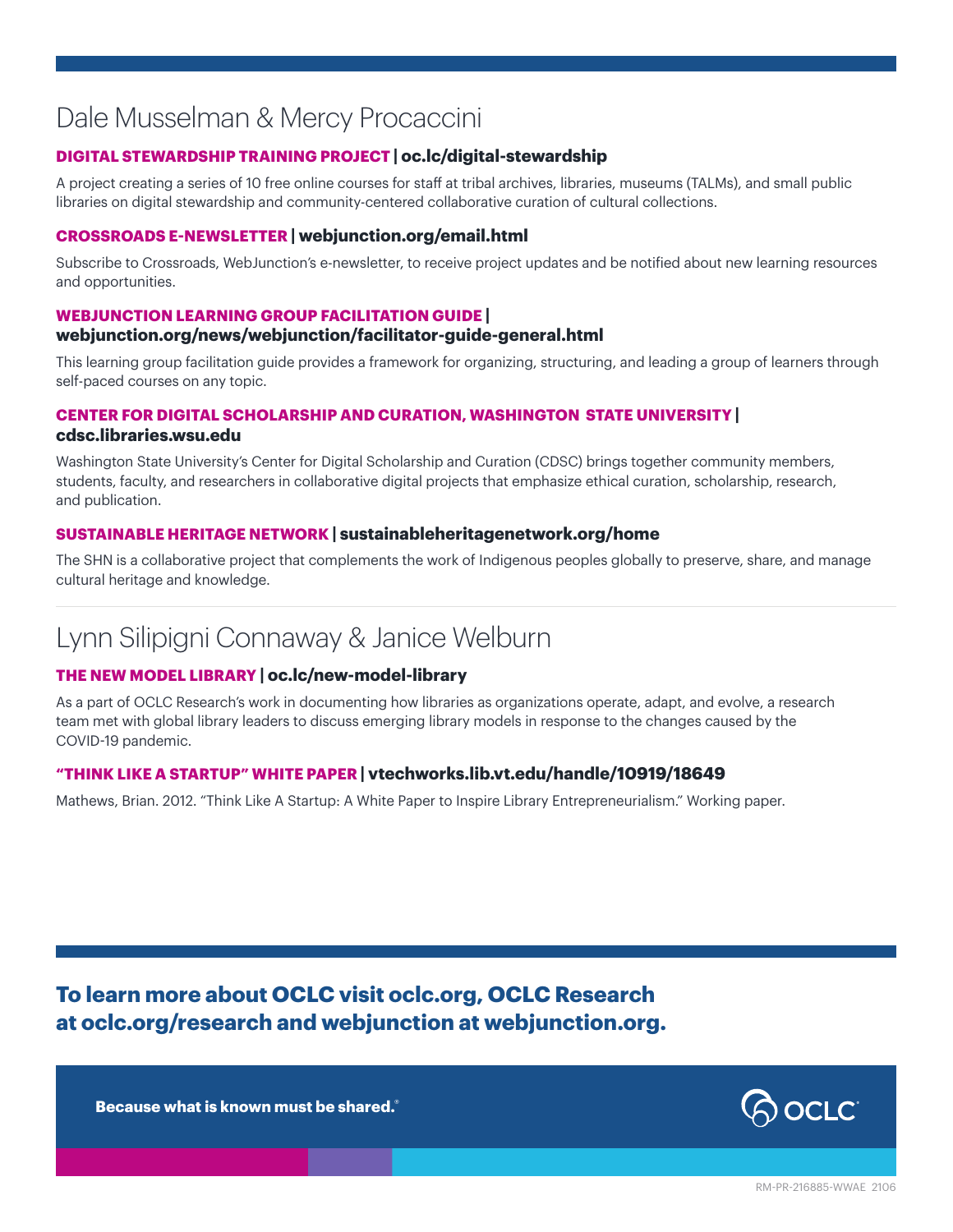## Dale Musselman & Mercy Procaccini

**DIGITAL STEWARDSHIP TRAINING PROJECT | oc.lc/digital-stewardship**

A project creating a series of 10 free online courses for staff at tribal archives, libraries, museums (TALMs), and small public libraries on digital stewardship and community-centered collaborative curation of cultural collections.

**CROSSROADS E-NEWSLETTER | webjunction.org/email.html**

Subscribe to Crossroads, WebJunction's e-newsletter, to receive project updates and be notified about new learning resources and opportunities.

**WEBJUNCTION LEARNING GROUP FACILITATION GUIDE | webjunction.org/news/webjunction/facilitator-guide-general.html**

This learning group facilitation guide provides a framework for organizing, structuring, and leading a group of learners through self-paced courses on any topic.

**CENTER FOR DIGITAL SCHOLARSHIP AND CURATION, WASHINGTON STATE UNIVERSITY | cdsc.libraries.wsu.edu**

Washington State University's Center for Digital Scholarship and Curation (CDSC) brings together community members, students, faculty, and researchers in collaborative digital projects that emphasize ethical curation, scholarship, research, and publication.

**SUSTAINABLE HERITAGE NETWORK | sustainableheritagenetwork.org/home**

The SHN is a collaborative project that complements the work of Indigenous peoples globally to preserve, share, and manage cultural heritage and knowledge.

## Lynn Silipigni Connaway & Janice Welburn

**THE NEW MODEL LIBRARY | oc.lc/new-model-library**

As a part of OCLC Research's work in documenting how libraries as organizations operate, adapt, and evolve, a research team met with global library leaders to discuss emerging library models in response to the changes caused by the COVID-19 pandemic.

**"THINK LIKE A STARTUP" WHITE PAPER | vtechworks.lib.vt.edu/handle/10919/18649**

Mathews, Brian. 2012. "Think Like A Startup: A White Paper to Inspire Library Entrepreneurialism." Working paper.

**To learn more about OCLC visit oclc.org, OCLC Research at oclc.org/research and webjunction at webjunction.org.**

**Because what is known must be shared.®**

OCLC

RM-PR-216885-WWAE 2106